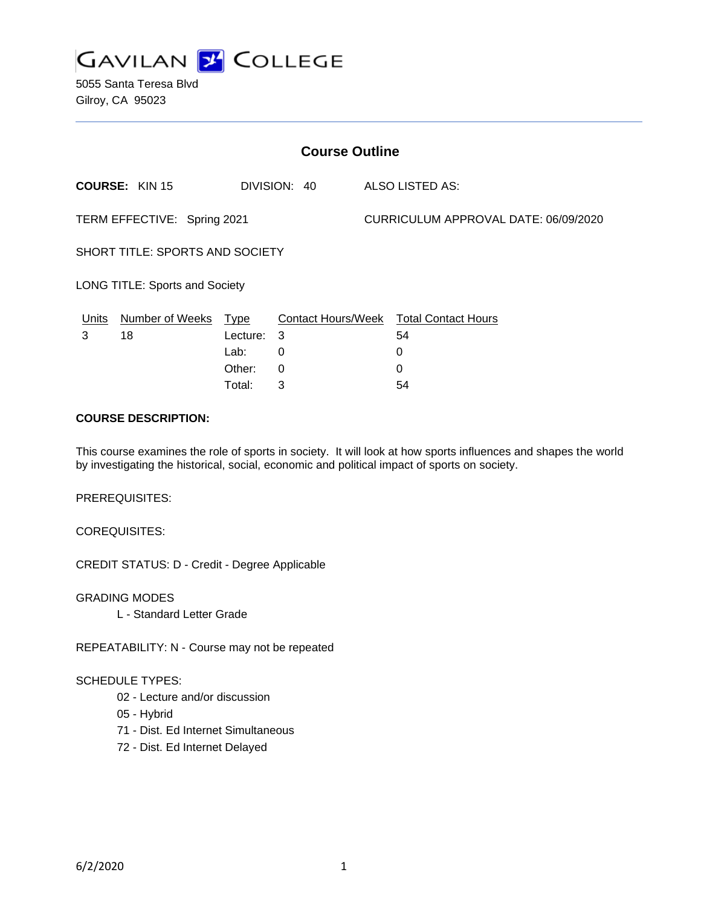# GAVILAN COLLEGE

5055 Santa Teresa Blvd
Gilroy, CA 95023

## Course Outline

**COURSE:** KIN 15 DIVISION: 40 ALSO LISTED AS:

TERM EFFECTIVE: Spring 2021 CURRICULUM APPROVAL DATE: 06/09/2020

SHORT TITLE: SPORTS AND SOCIETY

LONG TITLE: Sports and Society

| Units | Number of Weeks | Type | Contact Hours/Week | Total Contact Hours |
|---|---|---|---|---|
| 3 | 18 | Lecture: | 3 | 54 |
| | | Lab: | 0 | 0 |
| | | Other: | 0 | 0 |
| | | Total: | 3 | 54 |

**COURSE DESCRIPTION:**

This course examines the role of sports in society. It will look at how sports influences and shapes the world by investigating the historical, social, economic and political impact of sports on society.

PREREQUISITES:

COREQUISITES:

CREDIT STATUS: D - Credit - Degree Applicable

GRADING MODES

L - Standard Letter Grade

REPEATABILITY: N - Course may not be repeated

SCHEDULE TYPES:

02 - Lecture and/or discussion
05 - Hybrid
71 - Dist. Ed Internet Simultaneous
72 - Dist. Ed Internet Delayed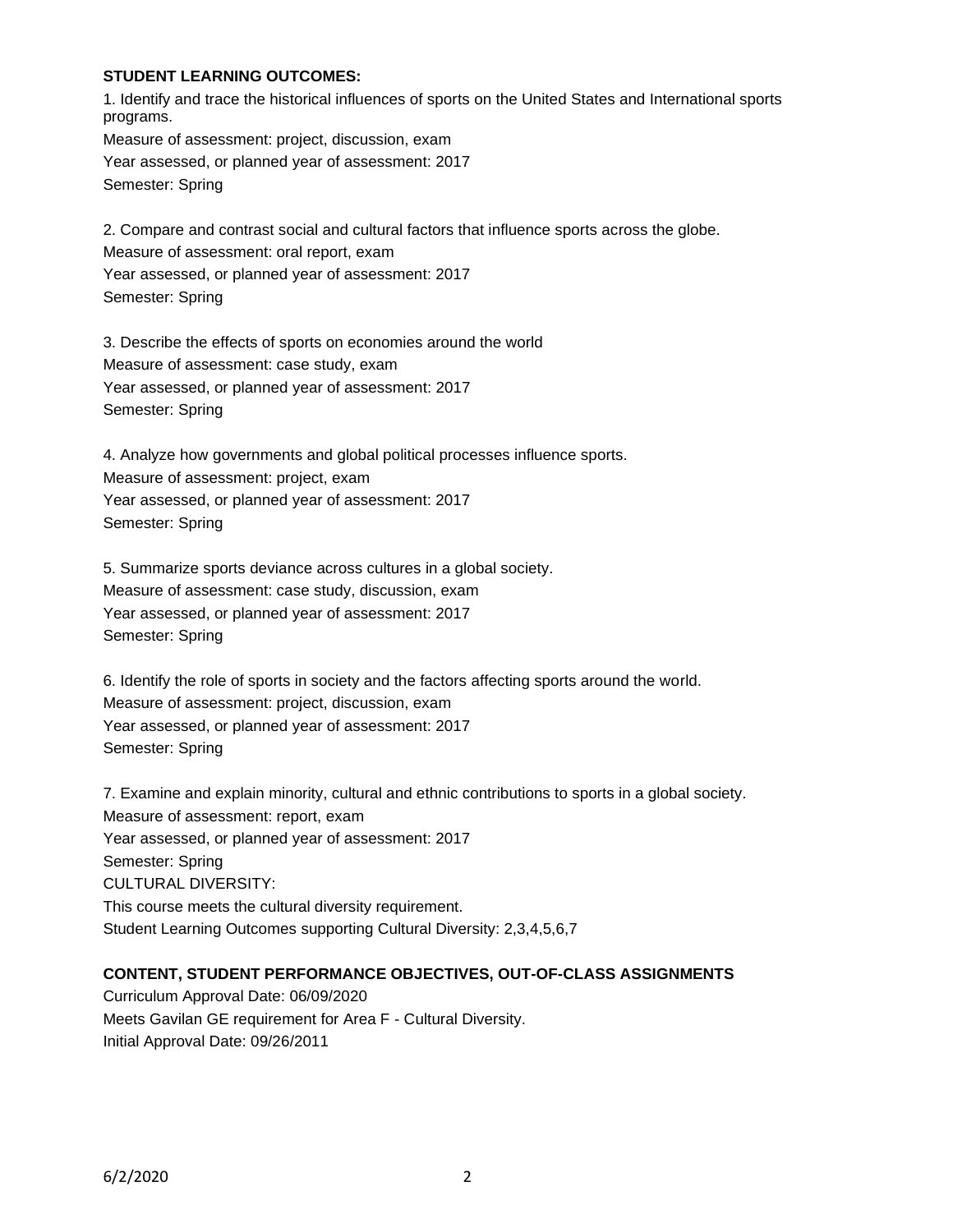**STUDENT LEARNING OUTCOMES:**

1. Identify and trace the historical influences of sports on the United States and International sports programs.
Measure of assessment: project, discussion, exam
Year assessed, or planned year of assessment: 2017
Semester: Spring

2. Compare and contrast social and cultural factors that influence sports across the globe.
Measure of assessment: oral report, exam
Year assessed, or planned year of assessment: 2017
Semester: Spring

3. Describe the effects of sports on economies around the world
Measure of assessment: case study, exam
Year assessed, or planned year of assessment: 2017
Semester: Spring

4. Analyze how governments and global political processes influence sports.
Measure of assessment: project, exam
Year assessed, or planned year of assessment: 2017
Semester: Spring

5. Summarize sports deviance across cultures in a global society.
Measure of assessment: case study, discussion, exam
Year assessed, or planned year of assessment: 2017
Semester: Spring

6. Identify the role of sports in society and the factors affecting sports around the world.
Measure of assessment: project, discussion, exam
Year assessed, or planned year of assessment: 2017
Semester: Spring

7. Examine and explain minority, cultural and ethnic contributions to sports in a global society.
Measure of assessment: report, exam
Year assessed, or planned year of assessment: 2017
Semester: Spring
CULTURAL DIVERSITY:
This course meets the cultural diversity requirement.
Student Learning Outcomes supporting Cultural Diversity: 2,3,4,5,6,7

**CONTENT, STUDENT PERFORMANCE OBJECTIVES, OUT-OF-CLASS ASSIGNMENTS**

Curriculum Approval Date: 06/09/2020
Meets Gavilan GE requirement for Area F - Cultural Diversity.
Initial Approval Date: 09/26/2011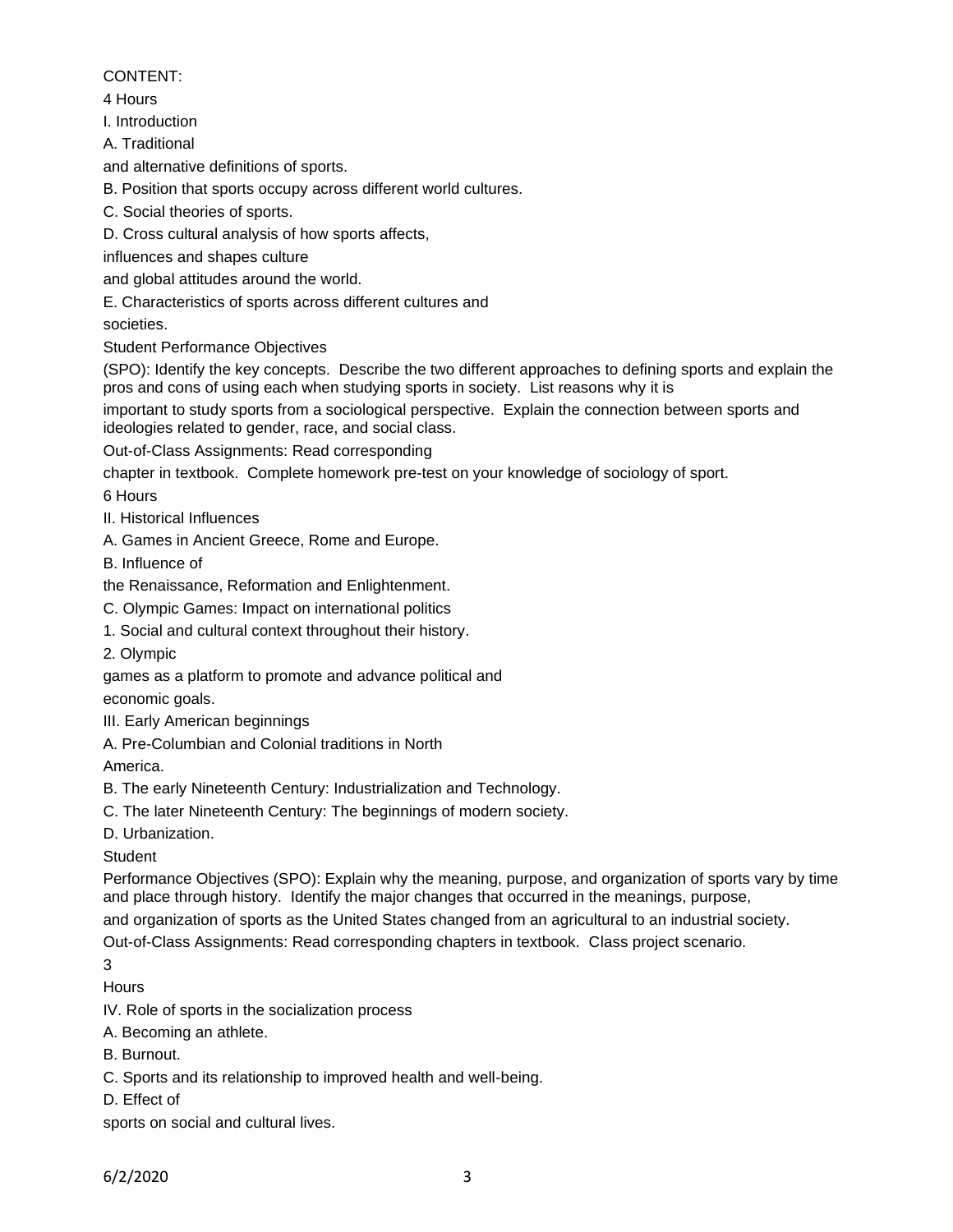CONTENT:

4 Hours

I. Introduction

A. Traditional and alternative definitions of sports.

B. Position that sports occupy across different world cultures.

C. Social theories of sports.

D. Cross cultural analysis of how sports affects, influences and shapes culture and global attitudes around the world.

E. Characteristics of sports across different cultures and societies.

Student Performance Objectives (SPO): Identify the key concepts. Describe the two different approaches to defining sports and explain the pros and cons of using each when studying sports in society. List reasons why it is important to study sports from a sociological perspective. Explain the connection between sports and ideologies related to gender, race, and social class.

Out-of-Class Assignments: Read corresponding chapter in textbook. Complete homework pre-test on your knowledge of sociology of sport.

6 Hours

II. Historical Influences

A. Games in Ancient Greece, Rome and Europe.

B. Influence of the Renaissance, Reformation and Enlightenment.

C. Olympic Games: Impact on international politics

1. Social and cultural context throughout their history.

2. Olympic games as a platform to promote and advance political and economic goals.

III. Early American beginnings

A. Pre-Columbian and Colonial traditions in North America.

B. The early Nineteenth Century: Industrialization and Technology.

C. The later Nineteenth Century: The beginnings of modern society.

D. Urbanization.

Student Performance Objectives (SPO): Explain why the meaning, purpose, and organization of sports vary by time and place through history. Identify the major changes that occurred in the meanings, purpose, and organization of sports as the United States changed from an agricultural to an industrial society.

Out-of-Class Assignments: Read corresponding chapters in textbook. Class project scenario.

3 Hours

IV. Role of sports in the socialization process

A. Becoming an athlete.

B. Burnout.

C. Sports and its relationship to improved health and well-being.

D. Effect of sports on social and cultural lives.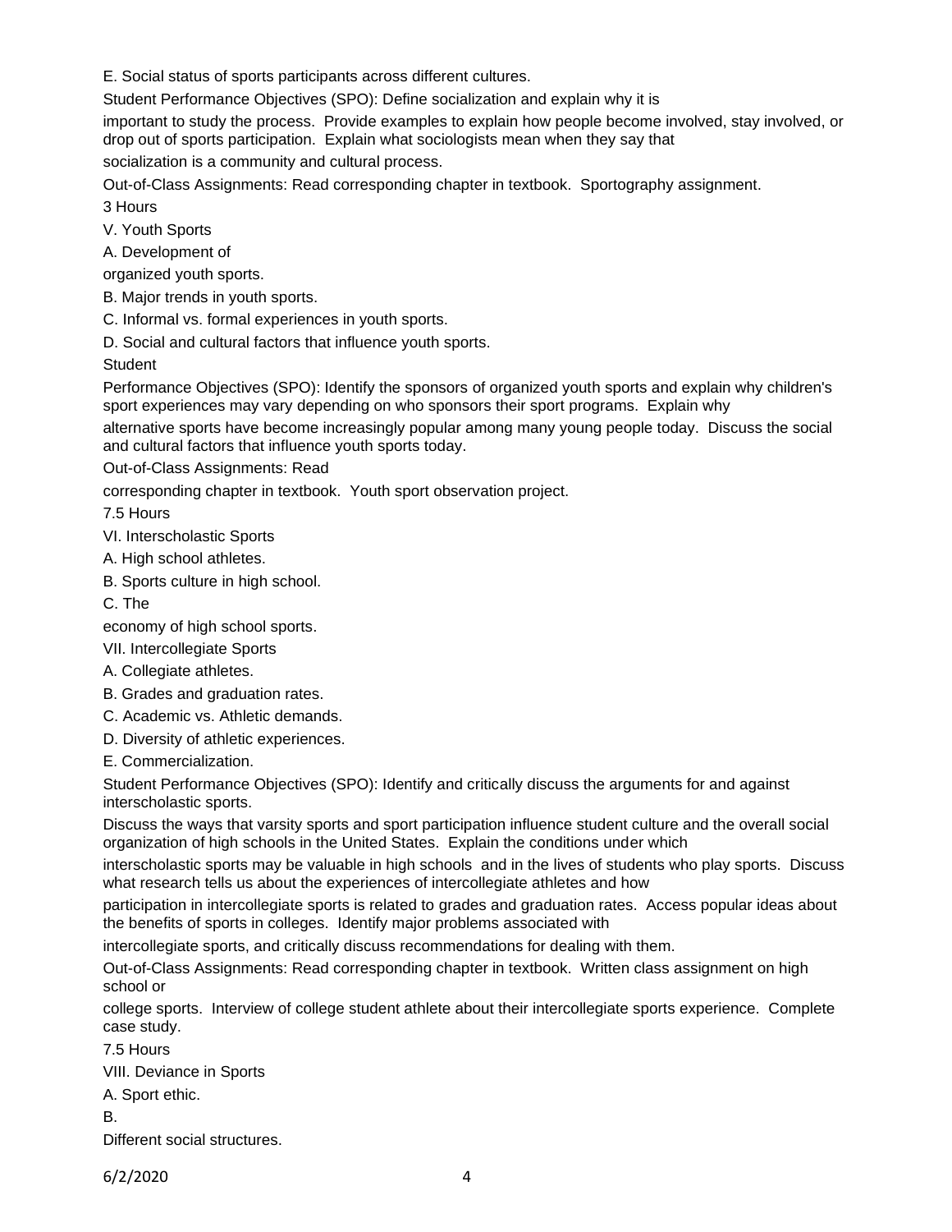E. Social status of sports participants across different cultures.

Student Performance Objectives (SPO): Define socialization and explain why it is important to study the process. Provide examples to explain how people become involved, stay involved, or drop out of sports participation. Explain what sociologists mean when they say that socialization is a community and cultural process.

Out-of-Class Assignments: Read corresponding chapter in textbook. Sportography assignment.

3 Hours

V. Youth Sports

A. Development of organized youth sports.

B. Major trends in youth sports.

C. Informal vs. formal experiences in youth sports.

D. Social and cultural factors that influence youth sports.

Student Performance Objectives (SPO): Identify the sponsors of organized youth sports and explain why children's sport experiences may vary depending on who sponsors their sport programs. Explain why alternative sports have become increasingly popular among many young people today. Discuss the social and cultural factors that influence youth sports today.

Out-of-Class Assignments: Read corresponding chapter in textbook. Youth sport observation project.

7.5 Hours

VI. Interscholastic Sports

A. High school athletes.

B. Sports culture in high school.

C. The economy of high school sports.

VII. Intercollegiate Sports

A. Collegiate athletes.

B. Grades and graduation rates.

C. Academic vs. Athletic demands.

D. Diversity of athletic experiences.

E. Commercialization.

Student Performance Objectives (SPO): Identify and critically discuss the arguments for and against interscholastic sports. Discuss the ways that varsity sports and sport participation influence student culture and the overall social organization of high schools in the United States. Explain the conditions under which interscholastic sports may be valuable in high schools and in the lives of students who play sports. Discuss what research tells us about the experiences of intercollegiate athletes and how participation in intercollegiate sports is related to grades and graduation rates. Access popular ideas about the benefits of sports in colleges. Identify major problems associated with intercollegiate sports, and critically discuss recommendations for dealing with them.

Out-of-Class Assignments: Read corresponding chapter in textbook. Written class assignment on high school or college sports. Interview of college student athlete about their intercollegiate sports experience. Complete case study.

7.5 Hours

VIII. Deviance in Sports

A. Sport ethic.

B. Different social structures.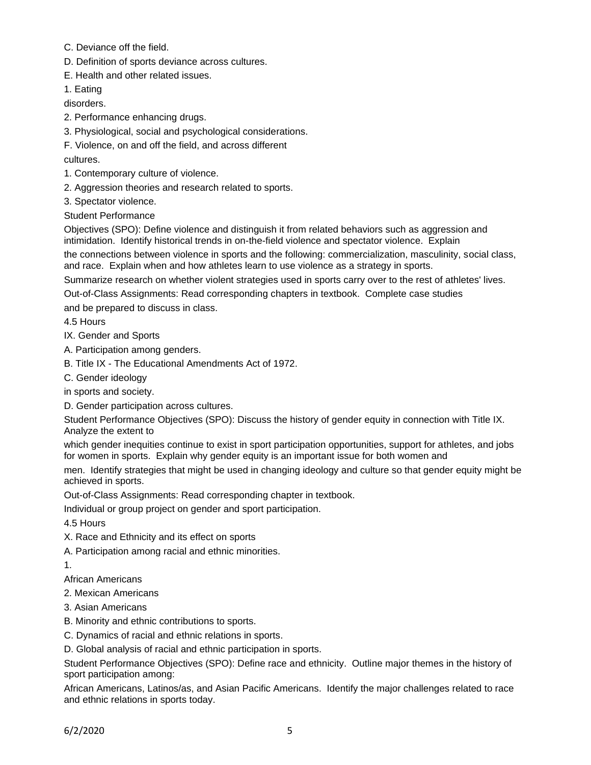C. Deviance off the field.

D. Definition of sports deviance across cultures.

E. Health and other related issues.

1. Eating disorders.

2. Performance enhancing drugs.

3. Physiological, social and psychological considerations.

F. Violence, on and off the field, and across different cultures.

1. Contemporary culture of violence.

2. Aggression theories and research related to sports.

3. Spectator violence.

Student Performance Objectives (SPO): Define violence and distinguish it from related behaviors such as aggression and intimidation. Identify historical trends in on-the-field violence and spectator violence. Explain the connections between violence in sports and the following: commercialization, masculinity, social class, and race. Explain when and how athletes learn to use violence as a strategy in sports.

Summarize research on whether violent strategies used in sports carry over to the rest of athletes' lives.

Out-of-Class Assignments: Read corresponding chapters in textbook. Complete case studies and be prepared to discuss in class.

4.5 Hours

IX. Gender and Sports

A. Participation among genders.

B. Title IX - The Educational Amendments Act of 1972.

C. Gender ideology in sports and society.

D. Gender participation across cultures.

Student Performance Objectives (SPO): Discuss the history of gender equity in connection with Title IX. Analyze the extent to which gender inequities continue to exist in sport participation opportunities, support for athletes, and jobs for women in sports. Explain why gender equity is an important issue for both women and men. Identify strategies that might be used in changing ideology and culture so that gender equity might be achieved in sports.

Out-of-Class Assignments: Read corresponding chapter in textbook.

Individual or group project on gender and sport participation.

4.5 Hours

X. Race and Ethnicity and its effect on sports

A. Participation among racial and ethnic minorities.

1. African Americans

2. Mexican Americans

3. Asian Americans

B. Minority and ethnic contributions to sports.

C. Dynamics of racial and ethnic relations in sports.

D. Global analysis of racial and ethnic participation in sports.

Student Performance Objectives (SPO): Define race and ethnicity. Outline major themes in the history of sport participation among:

African Americans, Latinos/as, and Asian Pacific Americans. Identify the major challenges related to race and ethnic relations in sports today.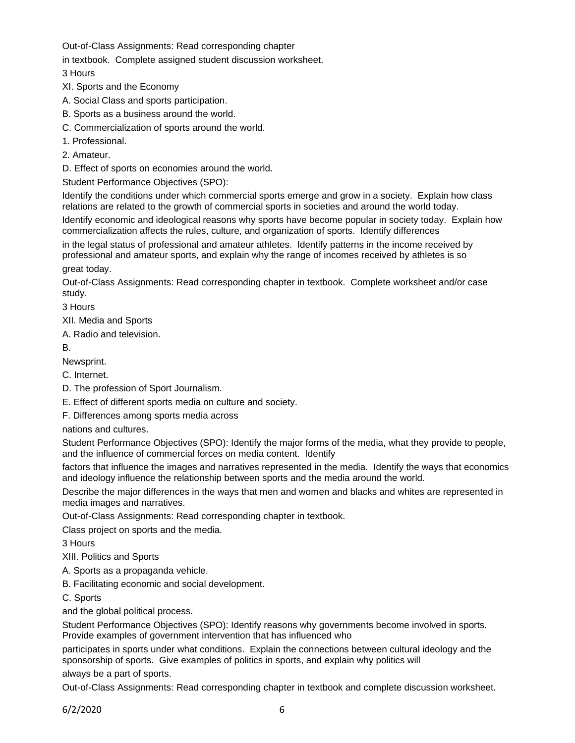Out-of-Class Assignments: Read corresponding chapter in textbook. Complete assigned student discussion worksheet.

3 Hours

XI. Sports and the Economy

A. Social Class and sports participation.

B. Sports as a business around the world.

C. Commercialization of sports around the world.

1. Professional.

2. Amateur.

D. Effect of sports on economies around the world.

Student Performance Objectives (SPO):

Identify the conditions under which commercial sports emerge and grow in a society. Explain how class relations are related to the growth of commercial sports in societies and around the world today. Identify economic and ideological reasons why sports have become popular in society today. Explain how commercialization affects the rules, culture, and organization of sports. Identify differences in the legal status of professional and amateur athletes. Identify patterns in the income received by professional and amateur sports, and explain why the range of incomes received by athletes is so great today.

Out-of-Class Assignments: Read corresponding chapter in textbook. Complete worksheet and/or case study.

3 Hours

XII. Media and Sports

A. Radio and television.

B. Newsprint.

C. Internet.

D. The profession of Sport Journalism.

E. Effect of different sports media on culture and society.

F. Differences among sports media across nations and cultures.

Student Performance Objectives (SPO): Identify the major forms of the media, what they provide to people, and the influence of commercial forces on media content. Identify factors that influence the images and narratives represented in the media. Identify the ways that economics and ideology influence the relationship between sports and the media around the world. Describe the major differences in the ways that men and women and blacks and whites are represented in media images and narratives.

Out-of-Class Assignments: Read corresponding chapter in textbook.

Class project on sports and the media.

3 Hours

XIII. Politics and Sports

A. Sports as a propaganda vehicle.

B. Facilitating economic and social development.

C. Sports and the global political process.

Student Performance Objectives (SPO): Identify reasons why governments become involved in sports. Provide examples of government intervention that has influenced who participates in sports under what conditions. Explain the connections between cultural ideology and the sponsorship of sports. Give examples of politics in sports, and explain why politics will always be a part of sports.

Out-of-Class Assignments: Read corresponding chapter in textbook and complete discussion worksheet.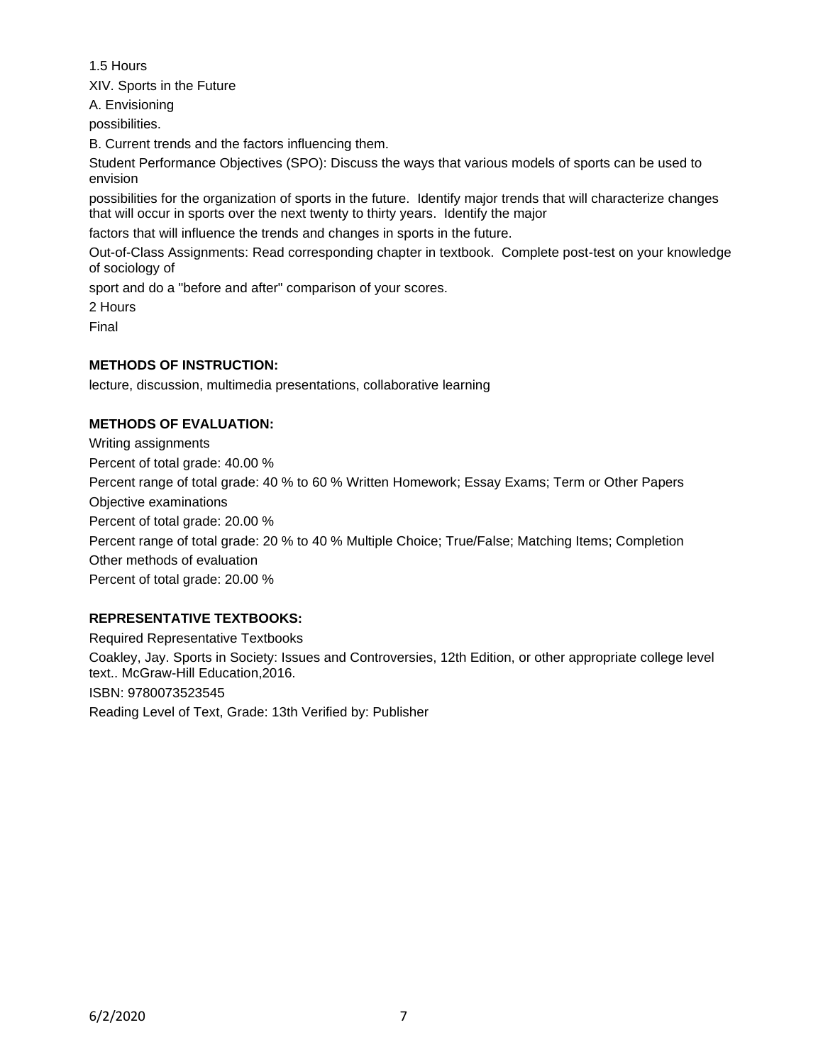1.5 Hours

XIV. Sports in the Future

A. Envisioning

possibilities.

B. Current trends and the factors influencing them.

Student Performance Objectives (SPO): Discuss the ways that various models of sports can be used to envision

possibilities for the organization of sports in the future. Identify major trends that will characterize changes that will occur in sports over the next twenty to thirty years. Identify the major

factors that will influence the trends and changes in sports in the future.

Out-of-Class Assignments: Read corresponding chapter in textbook. Complete post-test on your knowledge of sociology of

sport and do a "before and after" comparison of your scores.

2 Hours

Final

**METHODS OF INSTRUCTION:**

lecture, discussion, multimedia presentations, collaborative learning

**METHODS OF EVALUATION:**

Writing assignments

Percent of total grade: 40.00 %

Percent range of total grade: 40 % to 60 % Written Homework; Essay Exams; Term or Other Papers

Objective examinations

Percent of total grade: 20.00 %

Percent range of total grade: 20 % to 40 % Multiple Choice; True/False; Matching Items; Completion

Other methods of evaluation

Percent of total grade: 20.00 %

**REPRESENTATIVE TEXTBOOKS:**

Required Representative Textbooks

Coakley, Jay. Sports in Society: Issues and Controversies, 12th Edition, or other appropriate college level text.. McGraw-Hill Education,2016.

ISBN: 9780073523545

Reading Level of Text, Grade: 13th Verified by: Publisher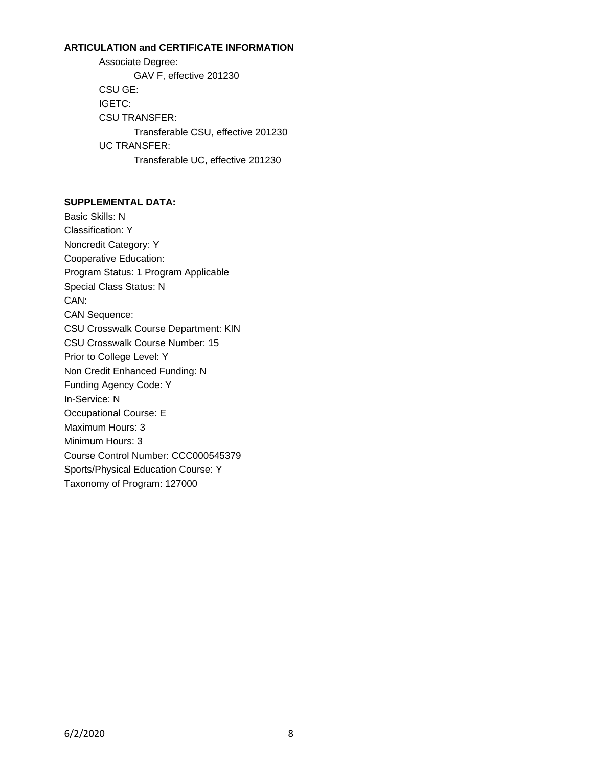**ARTICULATION and CERTIFICATE INFORMATION**

Associate Degree:

GAV F, effective 201230

CSU GE:

IGETC:

CSU TRANSFER:

Transferable CSU, effective 201230

UC TRANSFER:

Transferable UC, effective 201230

**SUPPLEMENTAL DATA:**

Basic Skills: N
Classification: Y
Noncredit Category: Y
Cooperative Education:
Program Status: 1 Program Applicable
Special Class Status: N
CAN:
CAN Sequence:
CSU Crosswalk Course Department: KIN
CSU Crosswalk Course Number: 15
Prior to College Level: Y
Non Credit Enhanced Funding: N
Funding Agency Code: Y
In-Service: N
Occupational Course: E
Maximum Hours: 3
Minimum Hours: 3
Course Control Number: CCC000545379
Sports/Physical Education Course: Y
Taxonomy of Program: 127000